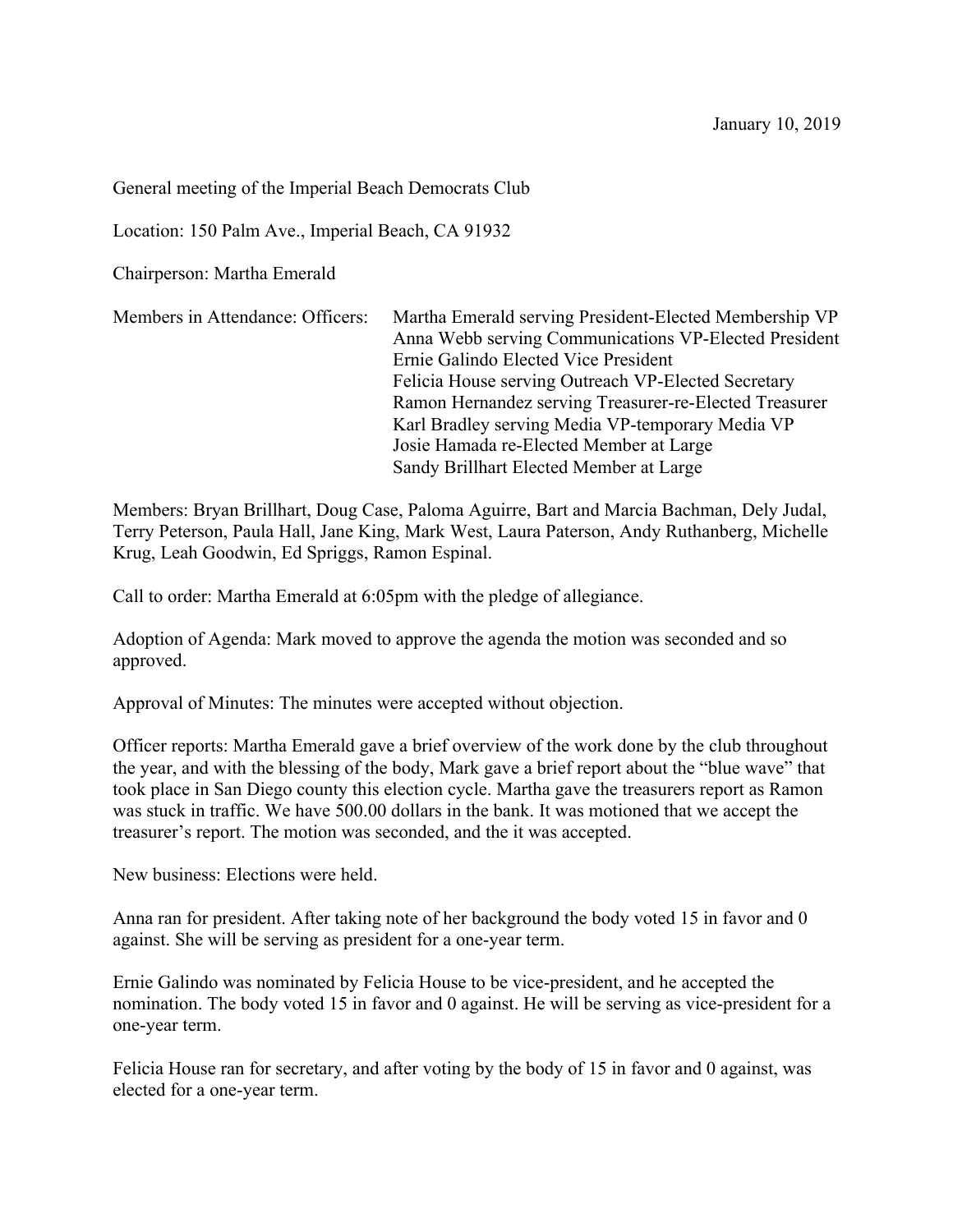January 10, 2019

General meeting of the Imperial Beach Democrats Club

Location: 150 Palm Ave., Imperial Beach, CA 91932

Chairperson: Martha Emerald

Members in Attendance: Officers:

- Martha Emerald serving President-Elected Membership VP
- Anna Webb serving Communications VP-Elected President
- Ernie Galindo Elected Vice President
- Felicia House serving Outreach VP-Elected Secretary
- Ramon Hernandez serving Treasurer-re-Elected Treasurer
- Karl Bradley serving Media VP-temporary Media VP
- Josie Hamada re-Elected Member at Large
- Sandy Brillhart Elected Member at Large

Members: Bryan Brillhart, Doug Case, Paloma Aguirre, Bart and Marcia Bachman, Dely Judal, Terry Peterson, Paula Hall, Jane King, Mark West, Laura Paterson, Andy Ruthanberg, Michelle Krug, Leah Goodwin, Ed Spriggs, Ramon Espinal.

Call to order: Martha Emerald at 6:05pm with the pledge of allegiance.

Adoption of Agenda: Mark moved to approve the agenda the motion was seconded and so approved.

Approval of Minutes: The minutes were accepted without objection.

Officer reports: Martha Emerald gave a brief overview of the work done by the club throughout the year, and with the blessing of the body, Mark gave a brief report about the "blue wave" that took place in San Diego county this election cycle. Martha gave the treasurers report as Ramon was stuck in traffic. We have 500.00 dollars in the bank. It was motioned that we accept the treasurer's report. The motion was seconded, and the it was accepted.

New business: Elections were held.

Anna ran for president. After taking note of her background the body voted 15 in favor and 0 against. She will be serving as president for a one-year term.

Ernie Galindo was nominated by Felicia House to be vice-president, and he accepted the nomination. The body voted 15 in favor and 0 against. He will be serving as vice-president for a one-year term.

Felicia House ran for secretary, and after voting by the body of 15 in favor and 0 against, was elected for a one-year term.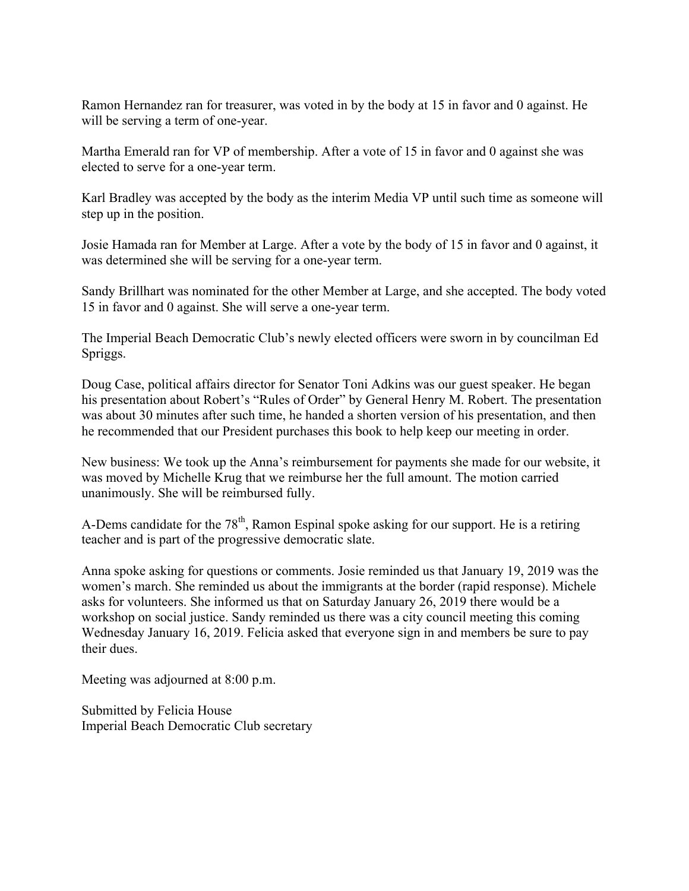Ramon Hernandez ran for treasurer, was voted in by the body at 15 in favor and 0 against. He will be serving a term of one-year.

Martha Emerald ran for VP of membership. After a vote of 15 in favor and 0 against she was elected to serve for a one-year term.

Karl Bradley was accepted by the body as the interim Media VP until such time as someone will step up in the position.

Josie Hamada ran for Member at Large. After a vote by the body of 15 in favor and 0 against, it was determined she will be serving for a one-year term.

Sandy Brillhart was nominated for the other Member at Large, and she accepted. The body voted 15 in favor and 0 against. She will serve a one-year term.

The Imperial Beach Democratic Club's newly elected officers were sworn in by councilman Ed Spriggs.

Doug Case, political affairs director for Senator Toni Adkins was our guest speaker. He began his presentation about Robert's "Rules of Order" by General Henry M. Robert. The presentation was about 30 minutes after such time, he handed a shorten version of his presentation, and then he recommended that our President purchases this book to help keep our meeting in order.

New business: We took up the Anna's reimbursement for payments she made for our website, it was moved by Michelle Krug that we reimburse her the full amount. The motion carried unanimously. She will be reimbursed fully.

A-Dems candidate for the 78th, Ramon Espinal spoke asking for our support. He is a retiring teacher and is part of the progressive democratic slate.

Anna spoke asking for questions or comments. Josie reminded us that January 19, 2019 was the women's march. She reminded us about the immigrants at the border (rapid response). Michele asks for volunteers. She informed us that on Saturday January 26, 2019 there would be a workshop on social justice. Sandy reminded us there was a city council meeting this coming Wednesday January 16, 2019. Felicia asked that everyone sign in and members be sure to pay their dues.

Meeting was adjourned at 8:00 p.m.

Submitted by Felicia House
Imperial Beach Democratic Club secretary